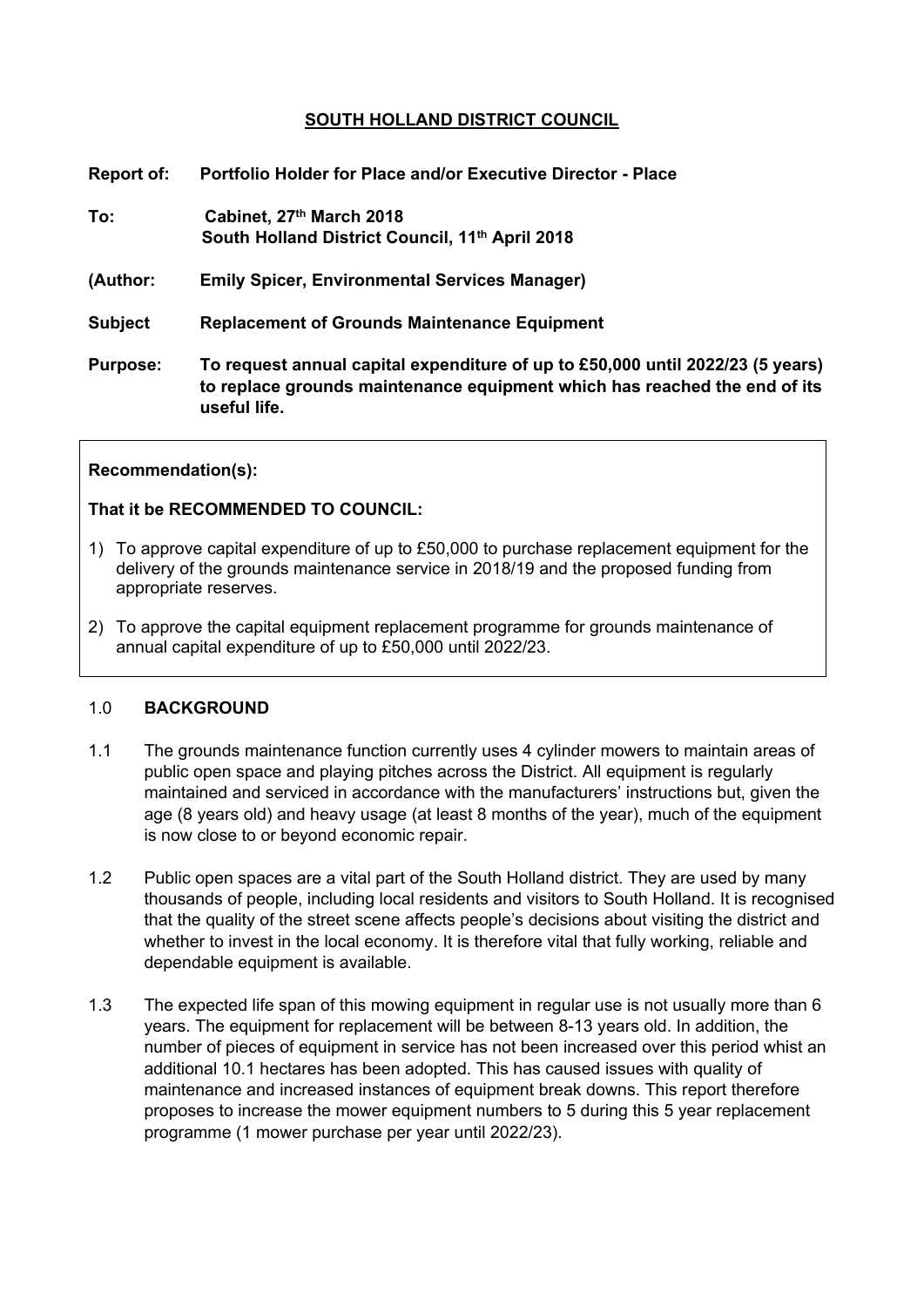# SOUTH HOLLAND DISTRICT COUNCIL

**Report of:** **Portfolio Holder for Place and/or Executive Director - Place**

**To:** **Cabinet, 27th March 2018**
**South Holland District Council, 11th April 2018**

**(Author:** **Emily Spicer, Environmental Services Manager)**

**Subject** **Replacement of Grounds Maintenance Equipment**

**Purpose:** **To request annual capital expenditure of up to £50,000 until 2022/23 (5 years) to replace grounds maintenance equipment which has reached the end of its useful life.**

---

**Recommendation(s):**

**That it be RECOMMENDED TO COUNCIL:**

1) To approve capital expenditure of up to £50,000 to purchase replacement equipment for the delivery of the grounds maintenance service in 2018/19 and the proposed funding from appropriate reserves.

2) To approve the capital equipment replacement programme for grounds maintenance of annual capital expenditure of up to £50,000 until 2022/23.

---

## 1.0 BACKGROUND

1.1 The grounds maintenance function currently uses 4 cylinder mowers to maintain areas of public open space and playing pitches across the District. All equipment is regularly maintained and serviced in accordance with the manufacturers' instructions but, given the age (8 years old) and heavy usage (at least 8 months of the year), much of the equipment is now close to or beyond economic repair.

1.2 Public open spaces are a vital part of the South Holland district. They are used by many thousands of people, including local residents and visitors to South Holland. It is recognised that the quality of the street scene affects people's decisions about visiting the district and whether to invest in the local economy. It is therefore vital that fully working, reliable and dependable equipment is available.

1.3 The expected life span of this mowing equipment in regular use is not usually more than 6 years. The equipment for replacement will be between 8-13 years old. In addition, the number of pieces of equipment in service has not been increased over this period whist an additional 10.1 hectares has been adopted. This has caused issues with quality of maintenance and increased instances of equipment break downs. This report therefore proposes to increase the mower equipment numbers to 5 during this 5 year replacement programme (1 mower purchase per year until 2022/23).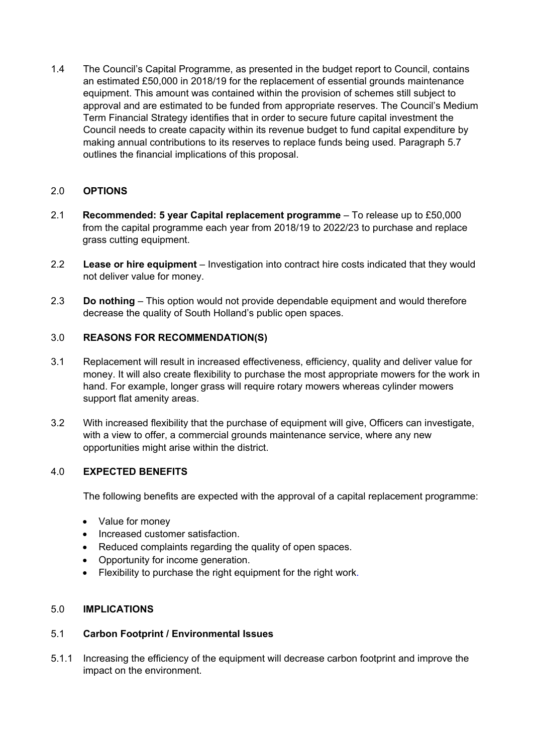1.4 The Council's Capital Programme, as presented in the budget report to Council, contains an estimated £50,000 in 2018/19 for the replacement of essential grounds maintenance equipment. This amount was contained within the provision of schemes still subject to approval and are estimated to be funded from appropriate reserves. The Council's Medium Term Financial Strategy identifies that in order to secure future capital investment the Council needs to create capacity within its revenue budget to fund capital expenditure by making annual contributions to its reserves to replace funds being used. Paragraph 5.7 outlines the financial implications of this proposal.

## 2.0 OPTIONS

2.1 **Recommended: 5 year Capital replacement programme** – To release up to £50,000 from the capital programme each year from 2018/19 to 2022/23 to purchase and replace grass cutting equipment.

2.2 **Lease or hire equipment** – Investigation into contract hire costs indicated that they would not deliver value for money.

2.3 **Do nothing** – This option would not provide dependable equipment and would therefore decrease the quality of South Holland's public open spaces.

## 3.0 REASONS FOR RECOMMENDATION(S)

3.1 Replacement will result in increased effectiveness, efficiency, quality and deliver value for money. It will also create flexibility to purchase the most appropriate mowers for the work in hand. For example, longer grass will require rotary mowers whereas cylinder mowers support flat amenity areas.

3.2 With increased flexibility that the purchase of equipment will give, Officers can investigate, with a view to offer, a commercial grounds maintenance service, where any new opportunities might arise within the district.

## 4.0 EXPECTED BENEFITS

The following benefits are expected with the approval of a capital replacement programme:

- Value for money
- Increased customer satisfaction.
- Reduced complaints regarding the quality of open spaces.
- Opportunity for income generation.
- Flexibility to purchase the right equipment for the right work.

## 5.0 IMPLICATIONS

### 5.1 Carbon Footprint / Environmental Issues

5.1.1 Increasing the efficiency of the equipment will decrease carbon footprint and improve the impact on the environment.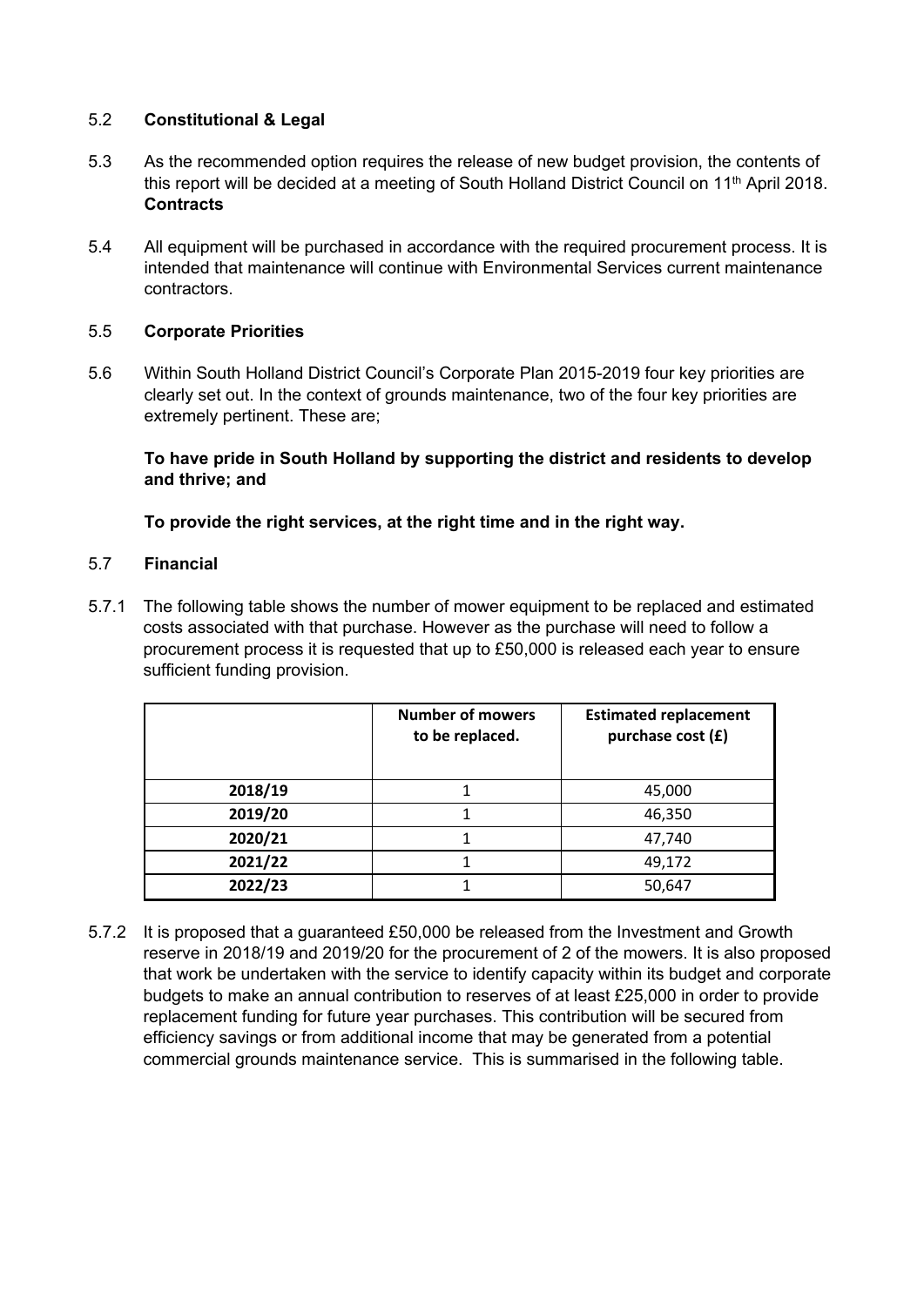5.2 **Constitutional & Legal**

5.3 As the recommended option requires the release of new budget provision, the contents of this report will be decided at a meeting of South Holland District Council on 11th April 2018.
**Contracts**

5.4 All equipment will be purchased in accordance with the required procurement process. It is intended that maintenance will continue with Environmental Services current maintenance contractors.

5.5 **Corporate Priorities**

5.6 Within South Holland District Council's Corporate Plan 2015-2019 four key priorities are clearly set out. In the context of grounds maintenance, two of the four key priorities are extremely pertinent. These are;

**To have pride in South Holland by supporting the district and residents to develop and thrive; and**

**To provide the right services, at the right time and in the right way.**

5.7 **Financial**

5.7.1 The following table shows the number of mower equipment to be replaced and estimated costs associated with that purchase. However as the purchase will need to follow a procurement process it is requested that up to £50,000 is released each year to ensure sufficient funding provision.

| | **Number of mowers to be replaced.** | **Estimated replacement purchase cost (£)** |
|---|---|---|
| **2018/19** | 1 | 45,000 |
| **2019/20** | 1 | 46,350 |
| **2020/21** | 1 | 47,740 |
| **2021/22** | 1 | 49,172 |
| **2022/23** | 1 | 50,647 |

5.7.2 It is proposed that a guaranteed £50,000 be released from the Investment and Growth reserve in 2018/19 and 2019/20 for the procurement of 2 of the mowers. It is also proposed that work be undertaken with the service to identify capacity within its budget and corporate budgets to make an annual contribution to reserves of at least £25,000 in order to provide replacement funding for future year purchases. This contribution will be secured from efficiency savings or from additional income that may be generated from a potential commercial grounds maintenance service. This is summarised in the following table.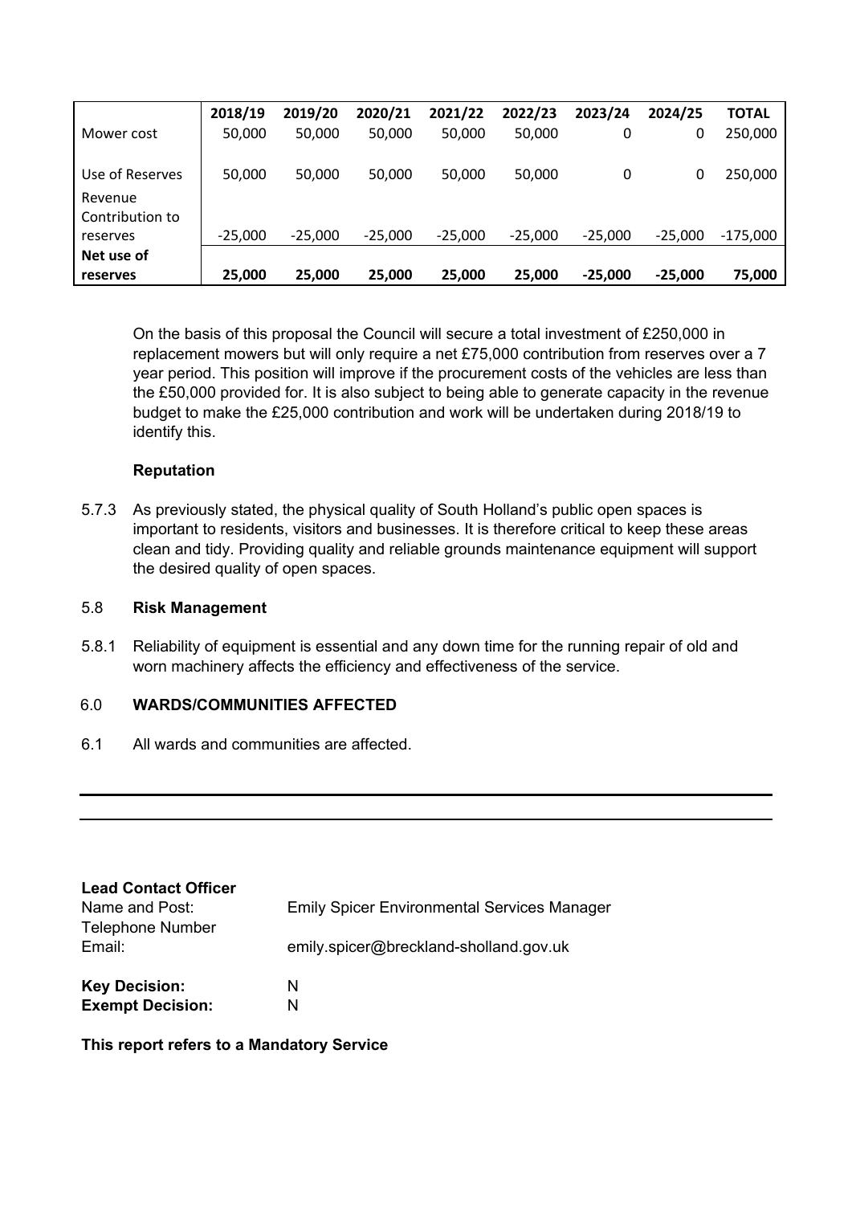| | 2018/19 | 2019/20 | 2020/21 | 2021/22 | 2022/23 | 2023/24 | 2024/25 | TOTAL |
|---|---|---|---|---|---|---|---|---|
| Mower cost | 50,000 | 50,000 | 50,000 | 50,000 | 50,000 | 0 | 0 | 250,000 |
| Use of Reserves | 50,000 | 50,000 | 50,000 | 50,000 | 50,000 | 0 | 0 | 250,000 |
| Revenue Contribution to reserves | -25,000 | -25,000 | -25,000 | -25,000 | -25,000 | -25,000 | -25,000 | -175,000 |
| **Net use of reserves** | **25,000** | **25,000** | **25,000** | **25,000** | **25,000** | **-25,000** | **-25,000** | **75,000** |

On the basis of this proposal the Council will secure a total investment of £250,000 in replacement mowers but will only require a net £75,000 contribution from reserves over a 7 year period. This position will improve if the procurement costs of the vehicles are less than the £50,000 provided for. It is also subject to being able to generate capacity in the revenue budget to make the £25,000 contribution and work will be undertaken during 2018/19 to identify this.

**Reputation**

5.7.3 As previously stated, the physical quality of South Holland's public open spaces is important to residents, visitors and businesses. It is therefore critical to keep these areas clean and tidy. Providing quality and reliable grounds maintenance equipment will support the desired quality of open spaces.

## 5.8 Risk Management

5.8.1 Reliability of equipment is essential and any down time for the running repair of old and worn machinery affects the efficiency and effectiveness of the service.

## 6.0 WARDS/COMMUNITIES AFFECTED

6.1 All wards and communities are affected.

---

**Lead Contact Officer**

Name and Post: Emily Spicer Environmental Services Manager

Telephone Number

Email: emily.spicer@breckland-sholland.gov.uk

**Key Decision:** N

**Exempt Decision:** N

**This report refers to a Mandatory Service**